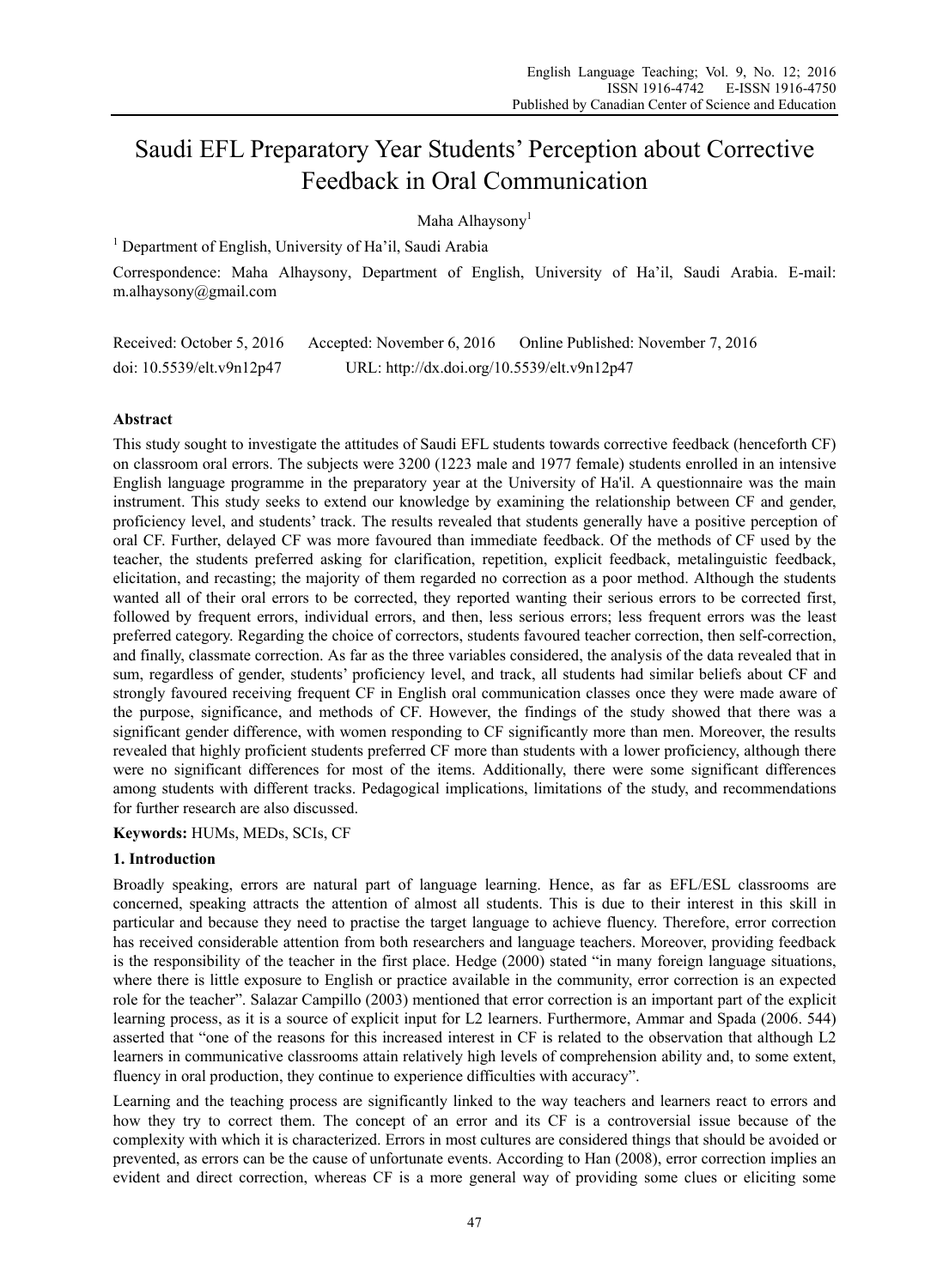# Saudi EFL Preparatory Year Students' Perception about Corrective Feedback in Oral Communication

Maha Alhaysony[1]

[1] Department of English, University of Ha'il, Saudi Arabia

Correspondence: Maha Alhaysony, Department of English, University of Ha'il, Saudi Arabia. E-mail: m.alhaysony@gmail.com

Received: October 5, 2016 Accepted: November 6, 2016 Online Published: November 7, 2016

doi: 10.5539/elt.v9n12p47 URL: http://dx.doi.org/10.5539/elt.v9n12p47

## Abstract

This study sought to investigate the attitudes of Saudi EFL students towards corrective feedback (henceforth CF) on classroom oral errors. The subjects were 3200 (1223 male and 1977 female) students enrolled in an intensive English language programme in the preparatory year at the University of Ha'il. A questionnaire was the main instrument. This study seeks to extend our knowledge by examining the relationship between CF and gender, proficiency level, and students' track. The results revealed that students generally have a positive perception of oral CF. Further, delayed CF was more favoured than immediate feedback. Of the methods of CF used by the teacher, the students preferred asking for clarification, repetition, explicit feedback, metalinguistic feedback, elicitation, and recasting; the majority of them regarded no correction as a poor method. Although the students wanted all of their oral errors to be corrected, they reported wanting their serious errors to be corrected first, followed by frequent errors, individual errors, and then, less serious errors; less frequent errors was the least preferred category. Regarding the choice of correctors, students favoured teacher correction, then self-correction, and finally, classmate correction. As far as the three variables considered, the analysis of the data revealed that in sum, regardless of gender, students' proficiency level, and track, all students had similar beliefs about CF and strongly favoured receiving frequent CF in English oral communication classes once they were made aware of the purpose, significance, and methods of CF. However, the findings of the study showed that there was a significant gender difference, with women responding to CF significantly more than men. Moreover, the results revealed that highly proficient students preferred CF more than students with a lower proficiency, although there were no significant differences for most of the items. Additionally, there were some significant differences among students with different tracks. Pedagogical implications, limitations of the study, and recommendations for further research are also discussed.

**Keywords:** HUMs, MEDs, SCIs, CF

## 1. Introduction

Broadly speaking, errors are natural part of language learning. Hence, as far as EFL/ESL classrooms are concerned, speaking attracts the attention of almost all students. This is due to their interest in this skill in particular and because they need to practise the target language to achieve fluency. Therefore, error correction has received considerable attention from both researchers and language teachers. Moreover, providing feedback is the responsibility of the teacher in the first place. Hedge (2000) stated "in many foreign language situations, where there is little exposure to English or practice available in the community, error correction is an expected role for the teacher". Salazar Campillo (2003) mentioned that error correction is an important part of the explicit learning process, as it is a source of explicit input for L2 learners. Furthermore, Ammar and Spada (2006. 544) asserted that "one of the reasons for this increased interest in CF is related to the observation that although L2 learners in communicative classrooms attain relatively high levels of comprehension ability and, to some extent, fluency in oral production, they continue to experience difficulties with accuracy".

Learning and the teaching process are significantly linked to the way teachers and learners react to errors and how they try to correct them. The concept of an error and its CF is a controversial issue because of the complexity with which it is characterized. Errors in most cultures are considered things that should be avoided or prevented, as errors can be the cause of unfortunate events. According to Han (2008), error correction implies an evident and direct correction, whereas CF is a more general way of providing some clues or eliciting some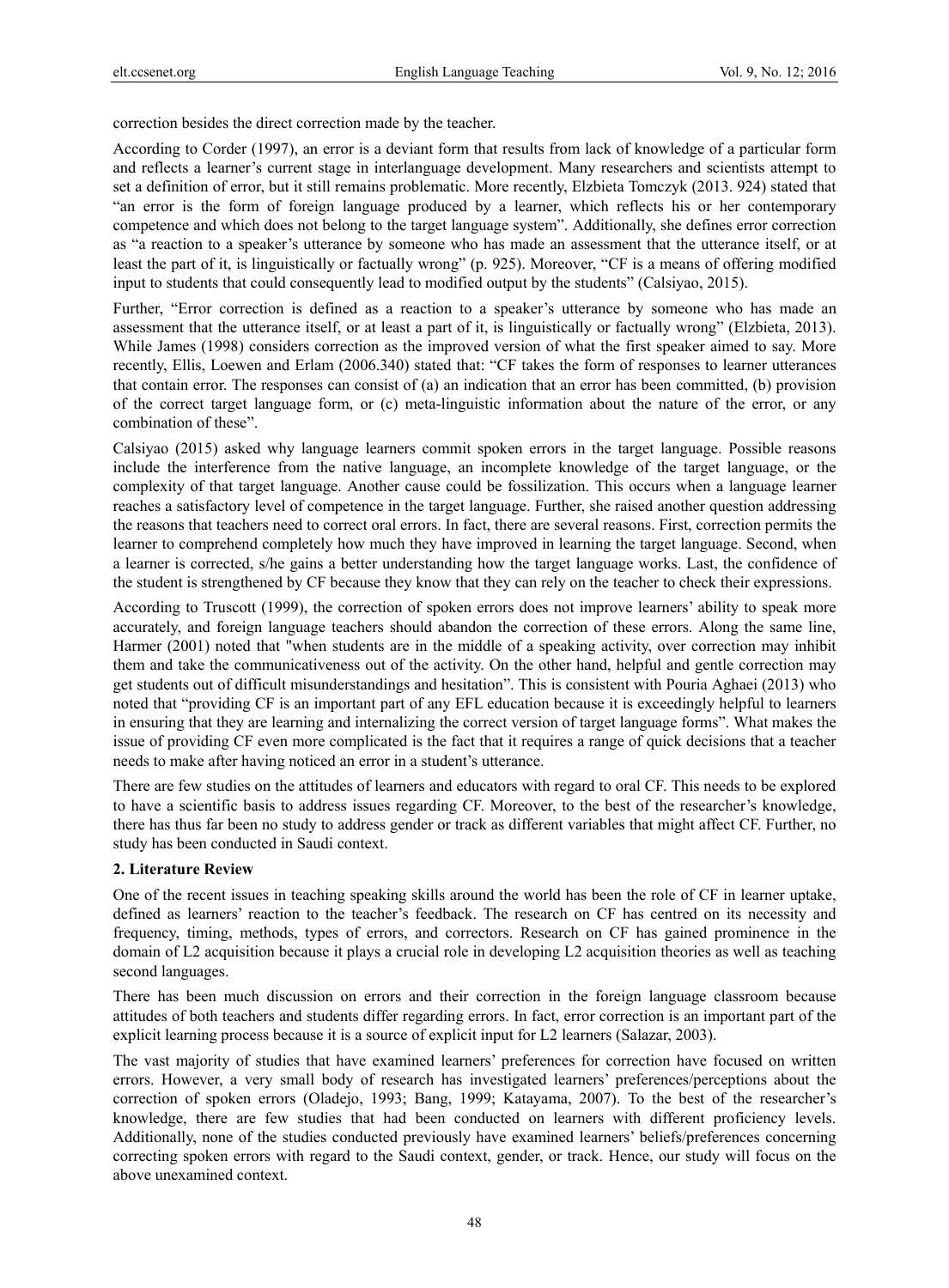correction besides the direct correction made by the teacher.

According to Corder (1997), an error is a deviant form that results from lack of knowledge of a particular form and reflects a learner's current stage in interlanguage development. Many researchers and scientists attempt to set a definition of error, but it still remains problematic. More recently, Elzbieta Tomczyk (2013. 924) stated that "an error is the form of foreign language produced by a learner, which reflects his or her contemporary competence and which does not belong to the target language system". Additionally, she defines error correction as "a reaction to a speaker's utterance by someone who has made an assessment that the utterance itself, or at least the part of it, is linguistically or factually wrong" (p. 925). Moreover, "CF is a means of offering modified input to students that could consequently lead to modified output by the students" (Calsiyao, 2015).

Further, "Error correction is defined as a reaction to a speaker's utterance by someone who has made an assessment that the utterance itself, or at least a part of it, is linguistically or factually wrong" (Elzbieta, 2013). While James (1998) considers correction as the improved version of what the first speaker aimed to say. More recently, Ellis, Loewen and Erlam (2006.340) stated that: "CF takes the form of responses to learner utterances that contain error. The responses can consist of (a) an indication that an error has been committed, (b) provision of the correct target language form, or (c) meta-linguistic information about the nature of the error, or any combination of these".

Calsiyao (2015) asked why language learners commit spoken errors in the target language. Possible reasons include the interference from the native language, an incomplete knowledge of the target language, or the complexity of that target language. Another cause could be fossilization. This occurs when a language learner reaches a satisfactory level of competence in the target language. Further, she raised another question addressing the reasons that teachers need to correct oral errors. In fact, there are several reasons. First, correction permits the learner to comprehend completely how much they have improved in learning the target language. Second, when a learner is corrected, s/he gains a better understanding how the target language works. Last, the confidence of the student is strengthened by CF because they know that they can rely on the teacher to check their expressions.

According to Truscott (1999), the correction of spoken errors does not improve learners' ability to speak more accurately, and foreign language teachers should abandon the correction of these errors. Along the same line, Harmer (2001) noted that "when students are in the middle of a speaking activity, over correction may inhibit them and take the communicativeness out of the activity. On the other hand, helpful and gentle correction may get students out of difficult misunderstandings and hesitation". This is consistent with Pouria Aghaei (2013) who noted that "providing CF is an important part of any EFL education because it is exceedingly helpful to learners in ensuring that they are learning and internalizing the correct version of target language forms". What makes the issue of providing CF even more complicated is the fact that it requires a range of quick decisions that a teacher needs to make after having noticed an error in a student's utterance.

There are few studies on the attitudes of learners and educators with regard to oral CF. This needs to be explored to have a scientific basis to address issues regarding CF. Moreover, to the best of the researcher's knowledge, there has thus far been no study to address gender or track as different variables that might affect CF. Further, no study has been conducted in Saudi context.

## 2. Literature Review

One of the recent issues in teaching speaking skills around the world has been the role of CF in learner uptake, defined as learners' reaction to the teacher's feedback. The research on CF has centred on its necessity and frequency, timing, methods, types of errors, and correctors. Research on CF has gained prominence in the domain of L2 acquisition because it plays a crucial role in developing L2 acquisition theories as well as teaching second languages.

There has been much discussion on errors and their correction in the foreign language classroom because attitudes of both teachers and students differ regarding errors. In fact, error correction is an important part of the explicit learning process because it is a source of explicit input for L2 learners (Salazar, 2003).

The vast majority of studies that have examined learners' preferences for correction have focused on written errors. However, a very small body of research has investigated learners' preferences/perceptions about the correction of spoken errors (Oladejo, 1993; Bang, 1999; Katayama, 2007). To the best of the researcher's knowledge, there are few studies that had been conducted on learners with different proficiency levels. Additionally, none of the studies conducted previously have examined learners' beliefs/preferences concerning correcting spoken errors with regard to the Saudi context, gender, or track. Hence, our study will focus on the above unexamined context.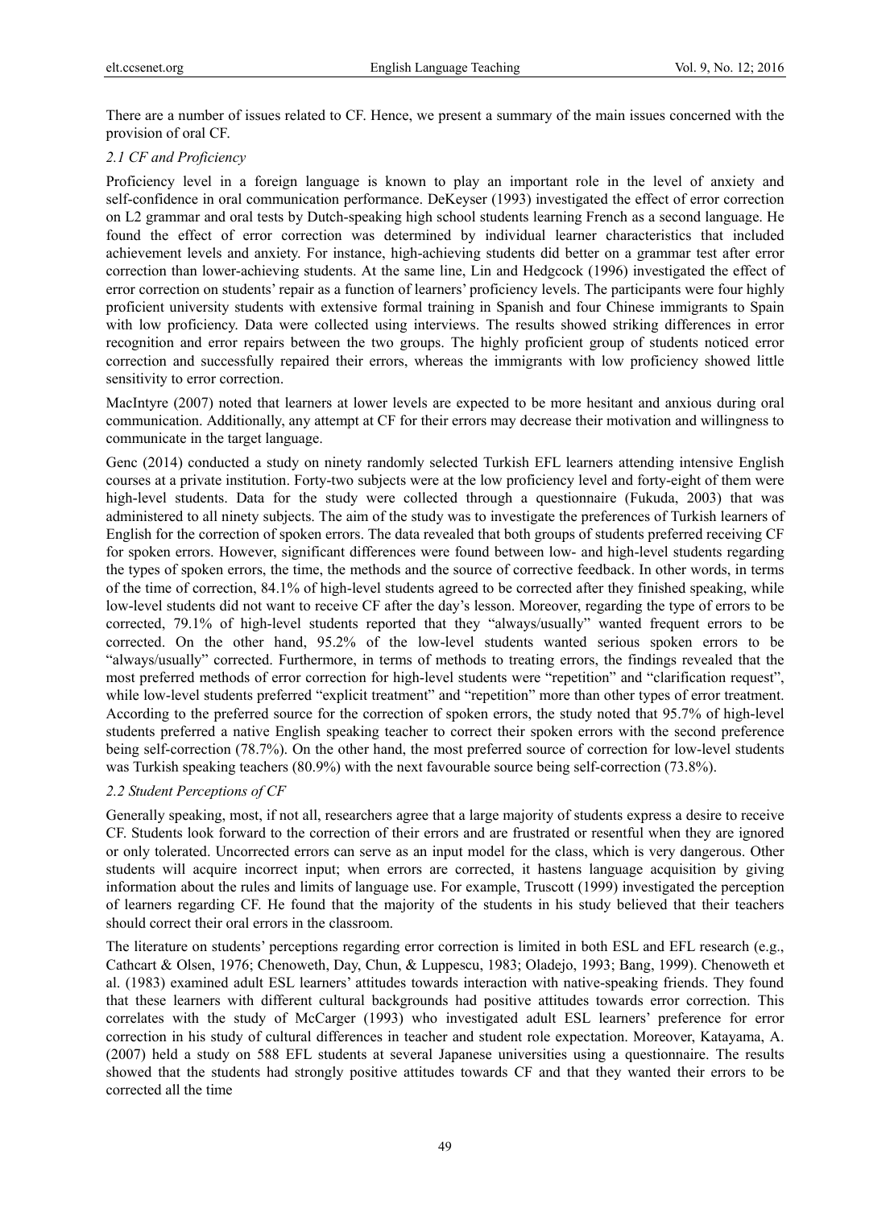There are a number of issues related to CF. Hence, we present a summary of the main issues concerned with the provision of oral CF.

### *2.1 CF and Proficiency*

Proficiency level in a foreign language is known to play an important role in the level of anxiety and self-confidence in oral communication performance. DeKeyser (1993) investigated the effect of error correction on L2 grammar and oral tests by Dutch-speaking high school students learning French as a second language. He found the effect of error correction was determined by individual learner characteristics that included achievement levels and anxiety. For instance, high-achieving students did better on a grammar test after error correction than lower-achieving students. At the same line, Lin and Hedgcock (1996) investigated the effect of error correction on students' repair as a function of learners' proficiency levels. The participants were four highly proficient university students with extensive formal training in Spanish and four Chinese immigrants to Spain with low proficiency. Data were collected using interviews. The results showed striking differences in error recognition and error repairs between the two groups. The highly proficient group of students noticed error correction and successfully repaired their errors, whereas the immigrants with low proficiency showed little sensitivity to error correction.

MacIntyre (2007) noted that learners at lower levels are expected to be more hesitant and anxious during oral communication. Additionally, any attempt at CF for their errors may decrease their motivation and willingness to communicate in the target language.

Genc (2014) conducted a study on ninety randomly selected Turkish EFL learners attending intensive English courses at a private institution. Forty-two subjects were at the low proficiency level and forty-eight of them were high-level students. Data for the study were collected through a questionnaire (Fukuda, 2003) that was administered to all ninety subjects. The aim of the study was to investigate the preferences of Turkish learners of English for the correction of spoken errors. The data revealed that both groups of students preferred receiving CF for spoken errors. However, significant differences were found between low- and high-level students regarding the types of spoken errors, the time, the methods and the source of corrective feedback. In other words, in terms of the time of correction, 84.1% of high-level students agreed to be corrected after they finished speaking, while low-level students did not want to receive CF after the day's lesson. Moreover, regarding the type of errors to be corrected, 79.1% of high-level students reported that they "always/usually" wanted frequent errors to be corrected. On the other hand, 95.2% of the low-level students wanted serious spoken errors to be "always/usually" corrected. Furthermore, in terms of methods to treating errors, the findings revealed that the most preferred methods of error correction for high-level students were "repetition" and "clarification request", while low-level students preferred "explicit treatment" and "repetition" more than other types of error treatment. According to the preferred source for the correction of spoken errors, the study noted that 95.7% of high-level students preferred a native English speaking teacher to correct their spoken errors with the second preference being self-correction (78.7%). On the other hand, the most preferred source of correction for low-level students was Turkish speaking teachers (80.9%) with the next favourable source being self-correction (73.8%).

### *2.2 Student Perceptions of CF*

Generally speaking, most, if not all, researchers agree that a large majority of students express a desire to receive CF. Students look forward to the correction of their errors and are frustrated or resentful when they are ignored or only tolerated. Uncorrected errors can serve as an input model for the class, which is very dangerous. Other students will acquire incorrect input; when errors are corrected, it hastens language acquisition by giving information about the rules and limits of language use. For example, Truscott (1999) investigated the perception of learners regarding CF. He found that the majority of the students in his study believed that their teachers should correct their oral errors in the classroom.

The literature on students' perceptions regarding error correction is limited in both ESL and EFL research (e.g., Cathcart & Olsen, 1976; Chenoweth, Day, Chun, & Luppescu, 1983; Oladejo, 1993; Bang, 1999). Chenoweth et al. (1983) examined adult ESL learners' attitudes towards interaction with native-speaking friends. They found that these learners with different cultural backgrounds had positive attitudes towards error correction. This correlates with the study of McCarger (1993) who investigated adult ESL learners' preference for error correction in his study of cultural differences in teacher and student role expectation. Moreover, Katayama, A. (2007) held a study on 588 EFL students at several Japanese universities using a questionnaire. The results showed that the students had strongly positive attitudes towards CF and that they wanted their errors to be corrected all the time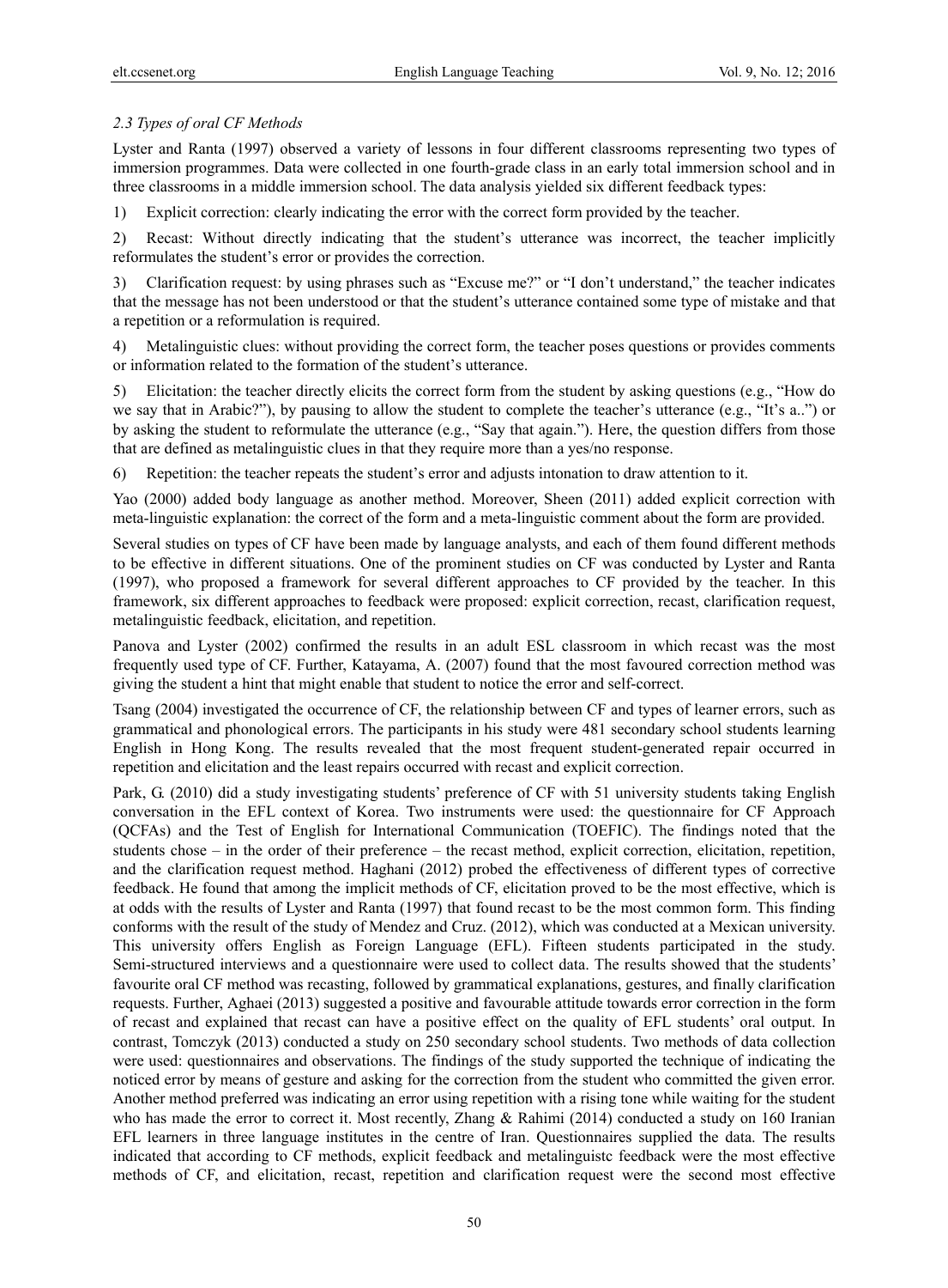### *2.3 Types of oral CF Methods*

Lyster and Ranta (1997) observed a variety of lessons in four different classrooms representing two types of immersion programmes. Data were collected in one fourth-grade class in an early total immersion school and in three classrooms in a middle immersion school. The data analysis yielded six different feedback types:

1) Explicit correction: clearly indicating the error with the correct form provided by the teacher.

2) Recast: Without directly indicating that the student's utterance was incorrect, the teacher implicitly reformulates the student's error or provides the correction.

3) Clarification request: by using phrases such as "Excuse me?" or "I don't understand," the teacher indicates that the message has not been understood or that the student's utterance contained some type of mistake and that a repetition or a reformulation is required.

4) Metalinguistic clues: without providing the correct form, the teacher poses questions or provides comments or information related to the formation of the student's utterance.

5) Elicitation: the teacher directly elicits the correct form from the student by asking questions (e.g., "How do we say that in Arabic?"), by pausing to allow the student to complete the teacher's utterance (e.g., "It's a..") or by asking the student to reformulate the utterance (e.g., "Say that again."). Here, the question differs from those that are defined as metalinguistic clues in that they require more than a yes/no response.

6) Repetition: the teacher repeats the student's error and adjusts intonation to draw attention to it.

Yao (2000) added body language as another method. Moreover, Sheen (2011) added explicit correction with meta-linguistic explanation: the correct of the form and a meta-linguistic comment about the form are provided.

Several studies on types of CF have been made by language analysts, and each of them found different methods to be effective in different situations. One of the prominent studies on CF was conducted by Lyster and Ranta (1997), who proposed a framework for several different approaches to CF provided by the teacher. In this framework, six different approaches to feedback were proposed: explicit correction, recast, clarification request, metalinguistic feedback, elicitation, and repetition.

Panova and Lyster (2002) confirmed the results in an adult ESL classroom in which recast was the most frequently used type of CF. Further, Katayama, A. (2007) found that the most favoured correction method was giving the student a hint that might enable that student to notice the error and self-correct.

Tsang (2004) investigated the occurrence of CF, the relationship between CF and types of learner errors, such as grammatical and phonological errors. The participants in his study were 481 secondary school students learning English in Hong Kong. The results revealed that the most frequent student-generated repair occurred in repetition and elicitation and the least repairs occurred with recast and explicit correction.

Park, G. (2010) did a study investigating students' preference of CF with 51 university students taking English conversation in the EFL context of Korea. Two instruments were used: the questionnaire for CF Approach (QCFAs) and the Test of English for International Communication (TOEFIC). The findings noted that the students chose – in the order of their preference – the recast method, explicit correction, elicitation, repetition, and the clarification request method. Haghani (2012) probed the effectiveness of different types of corrective feedback. He found that among the implicit methods of CF, elicitation proved to be the most effective, which is at odds with the results of Lyster and Ranta (1997) that found recast to be the most common form. This finding conforms with the result of the study of Mendez and Cruz. (2012), which was conducted at a Mexican university. This university offers English as Foreign Language (EFL). Fifteen students participated in the study. Semi-structured interviews and a questionnaire were used to collect data. The results showed that the students' favourite oral CF method was recasting, followed by grammatical explanations, gestures, and finally clarification requests. Further, Aghaei (2013) suggested a positive and favourable attitude towards error correction in the form of recast and explained that recast can have a positive effect on the quality of EFL students' oral output. In contrast, Tomczyk (2013) conducted a study on 250 secondary school students. Two methods of data collection were used: questionnaires and observations. The findings of the study supported the technique of indicating the noticed error by means of gesture and asking for the correction from the student who committed the given error. Another method preferred was indicating an error using repetition with a rising tone while waiting for the student who has made the error to correct it. Most recently, Zhang & Rahimi (2014) conducted a study on 160 Iranian EFL learners in three language institutes in the centre of Iran. Questionnaires supplied the data. The results indicated that according to CF methods, explicit feedback and metalinguistc feedback were the most effective methods of CF, and elicitation, recast, repetition and clarification request were the second most effective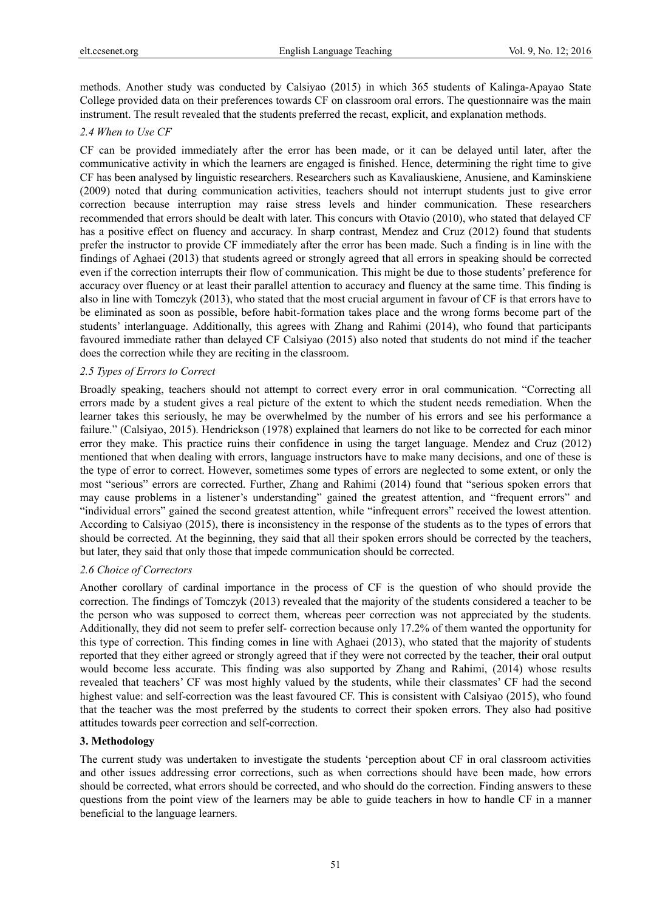methods. Another study was conducted by Calsiyao (2015) in which 365 students of Kalinga-Apayao State College provided data on their preferences towards CF on classroom oral errors. The questionnaire was the main instrument. The result revealed that the students preferred the recast, explicit, and explanation methods.

### *2.4 When to Use CF*

CF can be provided immediately after the error has been made, or it can be delayed until later, after the communicative activity in which the learners are engaged is finished. Hence, determining the right time to give CF has been analysed by linguistic researchers. Researchers such as Kavaliauskiene, Anusiene, and Kaminskiene (2009) noted that during communication activities, teachers should not interrupt students just to give error correction because interruption may raise stress levels and hinder communication. These researchers recommended that errors should be dealt with later. This concurs with Otavio (2010), who stated that delayed CF has a positive effect on fluency and accuracy. In sharp contrast, Mendez and Cruz (2012) found that students prefer the instructor to provide CF immediately after the error has been made. Such a finding is in line with the findings of Aghaei (2013) that students agreed or strongly agreed that all errors in speaking should be corrected even if the correction interrupts their flow of communication. This might be due to those students' preference for accuracy over fluency or at least their parallel attention to accuracy and fluency at the same time. This finding is also in line with Tomczyk (2013), who stated that the most crucial argument in favour of CF is that errors have to be eliminated as soon as possible, before habit-formation takes place and the wrong forms become part of the students' interlanguage. Additionally, this agrees with Zhang and Rahimi (2014), who found that participants favoured immediate rather than delayed CF Calsiyao (2015) also noted that students do not mind if the teacher does the correction while they are reciting in the classroom.

### *2.5 Types of Errors to Correct*

Broadly speaking, teachers should not attempt to correct every error in oral communication. "Correcting all errors made by a student gives a real picture of the extent to which the student needs remediation. When the learner takes this seriously, he may be overwhelmed by the number of his errors and see his performance a failure." (Calsiyao, 2015). Hendrickson (1978) explained that learners do not like to be corrected for each minor error they make. This practice ruins their confidence in using the target language. Mendez and Cruz (2012) mentioned that when dealing with errors, language instructors have to make many decisions, and one of these is the type of error to correct. However, sometimes some types of errors are neglected to some extent, or only the most "serious" errors are corrected. Further, Zhang and Rahimi (2014) found that "serious spoken errors that may cause problems in a listener's understanding" gained the greatest attention, and "frequent errors" and "individual errors" gained the second greatest attention, while "infrequent errors" received the lowest attention. According to Calsiyao (2015), there is inconsistency in the response of the students as to the types of errors that should be corrected. At the beginning, they said that all their spoken errors should be corrected by the teachers, but later, they said that only those that impede communication should be corrected.

### *2.6 Choice of Correctors*

Another corollary of cardinal importance in the process of CF is the question of who should provide the correction. The findings of Tomczyk (2013) revealed that the majority of the students considered a teacher to be the person who was supposed to correct them, whereas peer correction was not appreciated by the students. Additionally, they did not seem to prefer self- correction because only 17.2% of them wanted the opportunity for this type of correction. This finding comes in line with Aghaei (2013), who stated that the majority of students reported that they either agreed or strongly agreed that if they were not corrected by the teacher, their oral output would become less accurate. This finding was also supported by Zhang and Rahimi, (2014) whose results revealed that teachers' CF was most highly valued by the students, while their classmates' CF had the second highest value: and self-correction was the least favoured CF. This is consistent with Calsiyao (2015), who found that the teacher was the most preferred by the students to correct their spoken errors. They also had positive attitudes towards peer correction and self-correction.

## **3. Methodology**

The current study was undertaken to investigate the students 'perception about CF in oral classroom activities and other issues addressing error corrections, such as when corrections should have been made, how errors should be corrected, what errors should be corrected, and who should do the correction. Finding answers to these questions from the point view of the learners may be able to guide teachers in how to handle CF in a manner beneficial to the language learners.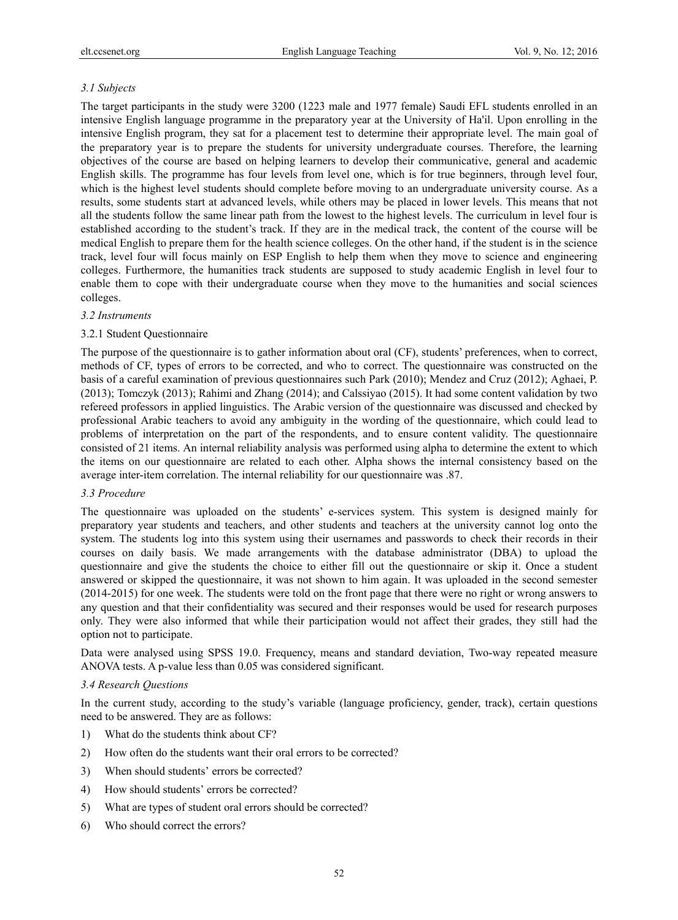### *3.1 Subjects*

The target participants in the study were 3200 (1223 male and 1977 female) Saudi EFL students enrolled in an intensive English language programme in the preparatory year at the University of Ha'il. Upon enrolling in the intensive English program, they sat for a placement test to determine their appropriate level. The main goal of the preparatory year is to prepare the students for university undergraduate courses. Therefore, the learning objectives of the course are based on helping learners to develop their communicative, general and academic English skills. The programme has four levels from level one, which is for true beginners, through level four, which is the highest level students should complete before moving to an undergraduate university course. As a results, some students start at advanced levels, while others may be placed in lower levels. This means that not all the students follow the same linear path from the lowest to the highest levels. The curriculum in level four is established according to the student's track. If they are in the medical track, the content of the course will be medical English to prepare them for the health science colleges. On the other hand, if the student is in the science track, level four will focus mainly on ESP English to help them when they move to science and engineering colleges. Furthermore, the humanities track students are supposed to study academic English in level four to enable them to cope with their undergraduate course when they move to the humanities and social sciences colleges.

### *3.2 Instruments*

#### 3.2.1 Student Questionnaire

The purpose of the questionnaire is to gather information about oral (CF), students' preferences, when to correct, methods of CF, types of errors to be corrected, and who to correct. The questionnaire was constructed on the basis of a careful examination of previous questionnaires such Park (2010); Mendez and Cruz (2012); Aghaei, P. (2013); Tomczyk (2013); Rahimi and Zhang (2014); and Calssiyao (2015). It had some content validation by two refereed professors in applied linguistics. The Arabic version of the questionnaire was discussed and checked by professional Arabic teachers to avoid any ambiguity in the wording of the questionnaire, which could lead to problems of interpretation on the part of the respondents, and to ensure content validity. The questionnaire consisted of 21 items. An internal reliability analysis was performed using alpha to determine the extent to which the items on our questionnaire are related to each other. Alpha shows the internal consistency based on the average inter-item correlation. The internal reliability for our questionnaire was .87.

### *3.3 Procedure*

The questionnaire was uploaded on the students' e-services system. This system is designed mainly for preparatory year students and teachers, and other students and teachers at the university cannot log onto the system. The students log into this system using their usernames and passwords to check their records in their courses on daily basis. We made arrangements with the database administrator (DBA) to upload the questionnaire and give the students the choice to either fill out the questionnaire or skip it. Once a student answered or skipped the questionnaire, it was not shown to him again. It was uploaded in the second semester (2014-2015) for one week. The students were told on the front page that there were no right or wrong answers to any question and that their confidentiality was secured and their responses would be used for research purposes only. They were also informed that while their participation would not affect their grades, they still had the option not to participate.

Data were analysed using SPSS 19.0. Frequency, means and standard deviation, Two-way repeated measure ANOVA tests. A p-value less than 0.05 was considered significant.

### *3.4 Research Questions*

In the current study, according to the study's variable (language proficiency, gender, track), certain questions need to be answered. They are as follows:

1) What do the students think about CF?
2) How often do the students want their oral errors to be corrected?
3) When should students' errors be corrected?
4) How should students' errors be corrected?
5) What are types of student oral errors should be corrected?
6) Who should correct the errors?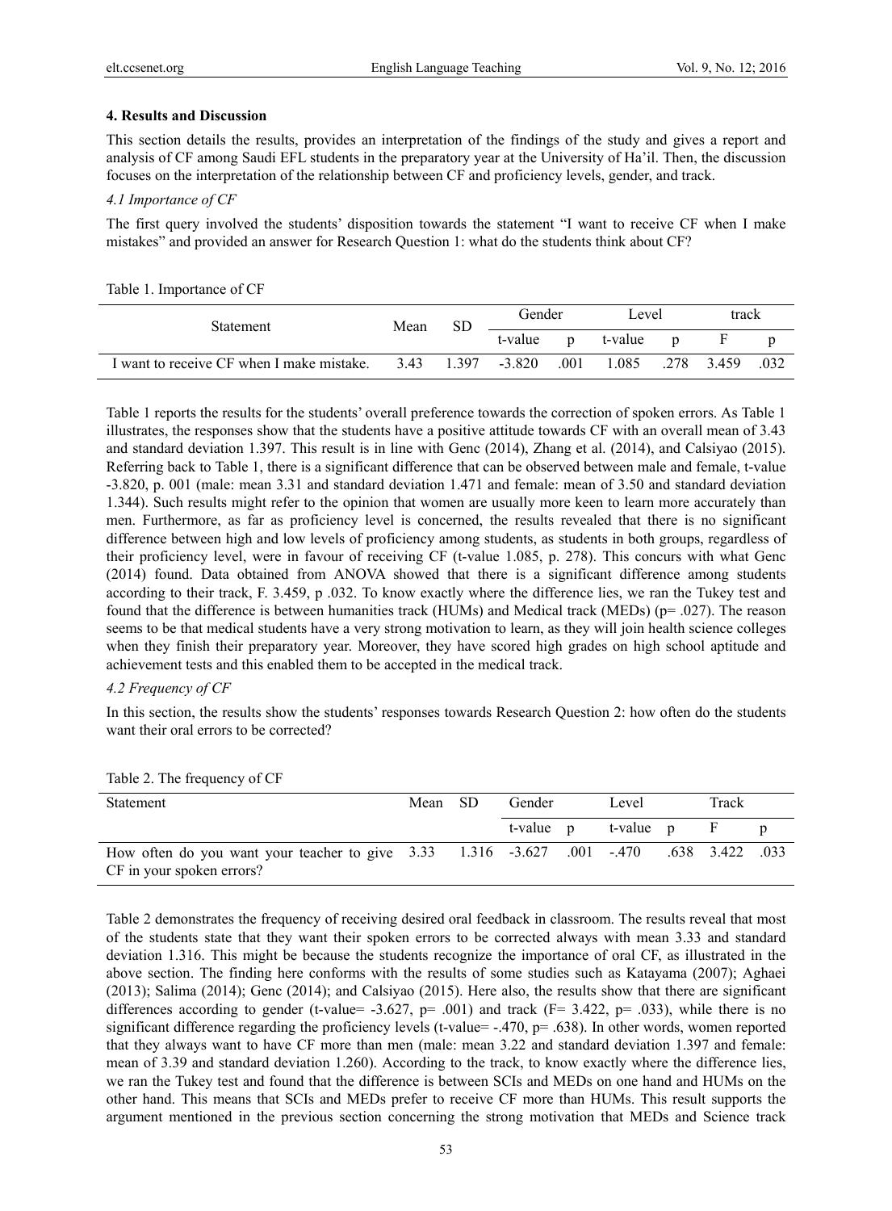## 4. Results and Discussion

This section details the results, provides an interpretation of the findings of the study and gives a report and analysis of CF among Saudi EFL students in the preparatory year at the University of Ha'il. Then, the discussion focuses on the interpretation of the relationship between CF and proficiency levels, gender, and track.

### *4.1 Importance of CF*

The first query involved the students' disposition towards the statement "I want to receive CF when I make mistakes" and provided an answer for Research Question 1: what do the students think about CF?

Table 1. Importance of CF

| Statement | Mean | SD | Gender | | Level | | track | |
|---|---|---|---|---|---|---|---|---|
| | | | t-value | p | t-value | p | F | p |
| I want to receive CF when I make mistake. | 3.43 | 1.397 | -3.820 | .001 | 1.085 | .278 | 3.459 | .032 |

Table 1 reports the results for the students' overall preference towards the correction of spoken errors. As Table 1 illustrates, the responses show that the students have a positive attitude towards CF with an overall mean of 3.43 and standard deviation 1.397. This result is in line with Genc (2014), Zhang et al. (2014), and Calsiyao (2015). Referring back to Table 1, there is a significant difference that can be observed between male and female, t-value -3.820, p. 001 (male: mean 3.31 and standard deviation 1.471 and female: mean of 3.50 and standard deviation 1.344). Such results might refer to the opinion that women are usually more keen to learn more accurately than men. Furthermore, as far as proficiency level is concerned, the results revealed that there is no significant difference between high and low levels of proficiency among students, as students in both groups, regardless of their proficiency level, were in favour of receiving CF (t-value 1.085, p. 278). This concurs with what Genc (2014) found. Data obtained from ANOVA showed that there is a significant difference among students according to their track, F. 3.459, p .032. To know exactly where the difference lies, we ran the Tukey test and found that the difference is between humanities track (HUMs) and Medical track (MEDs) (p= .027). The reason seems to be that medical students have a very strong motivation to learn, as they will join health science colleges when they finish their preparatory year. Moreover, they have scored high grades on high school aptitude and achievement tests and this enabled them to be accepted in the medical track.

### *4.2 Frequency of CF*

In this section, the results show the students' responses towards Research Question 2: how often do the students want their oral errors to be corrected?

Table 2. The frequency of CF

| Statement | Mean | SD | Gender | | Level | | Track | |
|---|---|---|---|---|---|---|---|---|
| | | | t-value | p | t-value | p | F | p |
| How often do you want your teacher to give CF in your spoken errors? | 3.33 | 1.316 | -3.627 | .001 | -.470 | .638 | 3.422 | .033 |

Table 2 demonstrates the frequency of receiving desired oral feedback in classroom. The results reveal that most of the students state that they want their spoken errors to be corrected always with mean 3.33 and standard deviation 1.316. This might be because the students recognize the importance of oral CF, as illustrated in the above section. The finding here conforms with the results of some studies such as Katayama (2007); Aghaei (2013); Salima (2014); Genc (2014); and Calsiyao (2015). Here also, the results show that there are significant differences according to gender (t-value= -3.627, p= .001) and track (F= 3.422, p= .033), while there is no significant difference regarding the proficiency levels (t-value= -.470, p= .638). In other words, women reported that they always want to have CF more than men (male: mean 3.22 and standard deviation 1.397 and female: mean of 3.39 and standard deviation 1.260). According to the track, to know exactly where the difference lies, we ran the Tukey test and found that the difference is between SCIs and MEDs on one hand and HUMs on the other hand. This means that SCIs and MEDs prefer to receive CF more than HUMs. This result supports the argument mentioned in the previous section concerning the strong motivation that MEDs and Science track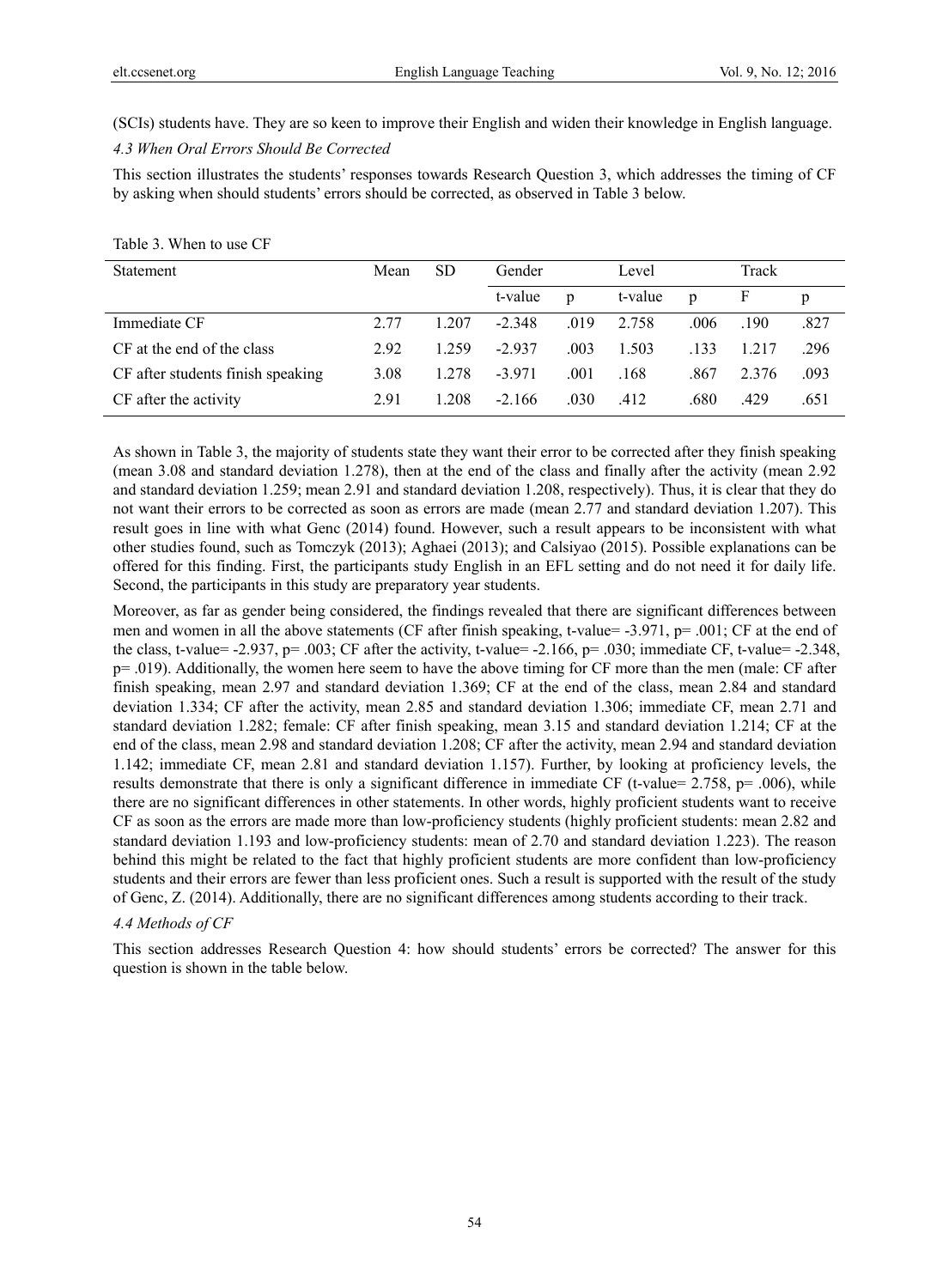(SCIs) students have. They are so keen to improve their English and widen their knowledge in English language.

### *4.3 When Oral Errors Should Be Corrected*

This section illustrates the students' responses towards Research Question 3, which addresses the timing of CF by asking when should students' errors should be corrected, as observed in Table 3 below.

Table 3. When to use CF

| Statement | Mean | SD | Gender | | Level | | Track | |
|---|---|---|---|---|---|---|---|---|
| | | | t-value | p | t-value | p | F | p |
| Immediate CF | 2.77 | 1.207 | -2.348 | .019 | 2.758 | .006 | .190 | .827 |
| CF at the end of the class | 2.92 | 1.259 | -2.937 | .003 | 1.503 | .133 | 1.217 | .296 |
| CF after students finish speaking | 3.08 | 1.278 | -3.971 | .001 | .168 | .867 | 2.376 | .093 |
| CF after the activity | 2.91 | 1.208 | -2.166 | .030 | .412 | .680 | .429 | .651 |

As shown in Table 3, the majority of students state they want their error to be corrected after they finish speaking (mean 3.08 and standard deviation 1.278), then at the end of the class and finally after the activity (mean 2.92 and standard deviation 1.259; mean 2.91 and standard deviation 1.208, respectively). Thus, it is clear that they do not want their errors to be corrected as soon as errors are made (mean 2.77 and standard deviation 1.207). This result goes in line with what Genc (2014) found. However, such a result appears to be inconsistent with what other studies found, such as Tomczyk (2013); Aghaei (2013); and Calsiyao (2015). Possible explanations can be offered for this finding. First, the participants study English in an EFL setting and do not need it for daily life. Second, the participants in this study are preparatory year students.

Moreover, as far as gender being considered, the findings revealed that there are significant differences between men and women in all the above statements (CF after finish speaking, t-value= -3.971, p= .001; CF at the end of the class, t-value= -2.937, p= .003; CF after the activity, t-value= -2.166, p= .030; immediate CF, t-value= -2.348, p= .019). Additionally, the women here seem to have the above timing for CF more than the men (male: CF after finish speaking, mean 2.97 and standard deviation 1.369; CF at the end of the class, mean 2.84 and standard deviation 1.334; CF after the activity, mean 2.85 and standard deviation 1.306; immediate CF, mean 2.71 and standard deviation 1.282; female: CF after finish speaking, mean 3.15 and standard deviation 1.214; CF at the end of the class, mean 2.98 and standard deviation 1.208; CF after the activity, mean 2.94 and standard deviation 1.142; immediate CF, mean 2.81 and standard deviation 1.157). Further, by looking at proficiency levels, the results demonstrate that there is only a significant difference in immediate CF (t-value= 2.758, p= .006), while there are no significant differences in other statements. In other words, highly proficient students want to receive CF as soon as the errors are made more than low-proficiency students (highly proficient students: mean 2.82 and standard deviation 1.193 and low-proficiency students: mean of 2.70 and standard deviation 1.223). The reason behind this might be related to the fact that highly proficient students are more confident than low-proficiency students and their errors are fewer than less proficient ones. Such a result is supported with the result of the study of Genc, Z. (2014). Additionally, there are no significant differences among students according to their track.

### *4.4 Methods of CF*

This section addresses Research Question 4: how should students' errors be corrected? The answer for this question is shown in the table below.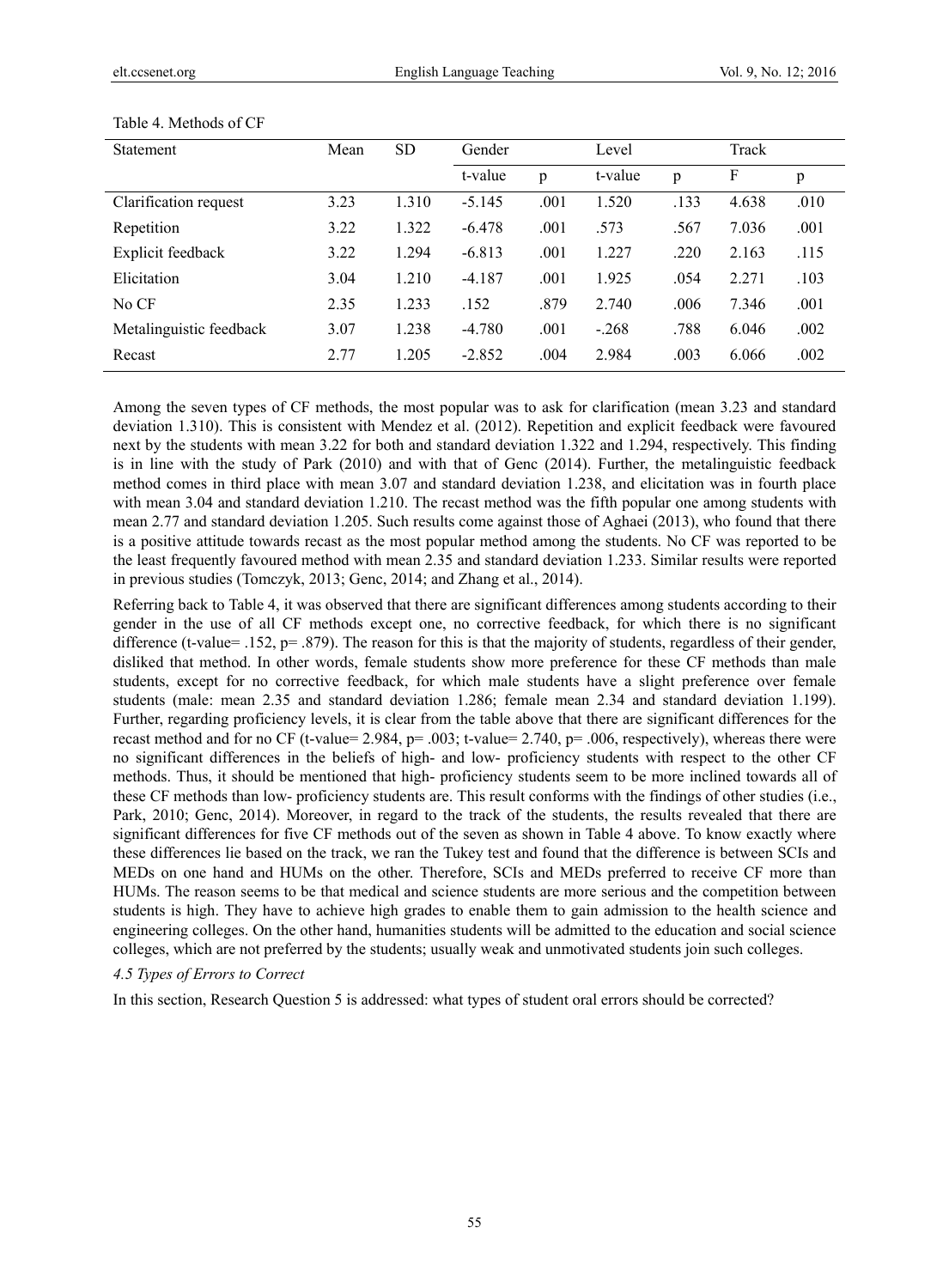Table 4. Methods of CF

| Statement | Mean | SD | Gender | | Level | | Track | |
|---|---|---|---|---|---|---|---|---|
| | | | t-value | p | t-value | p | F | p |
| Clarification request | 3.23 | 1.310 | -5.145 | .001 | 1.520 | .133 | 4.638 | .010 |
| Repetition | 3.22 | 1.322 | -6.478 | .001 | .573 | .567 | 7.036 | .001 |
| Explicit feedback | 3.22 | 1.294 | -6.813 | .001 | 1.227 | .220 | 2.163 | .115 |
| Elicitation | 3.04 | 1.210 | -4.187 | .001 | 1.925 | .054 | 2.271 | .103 |
| No CF | 2.35 | 1.233 | .152 | .879 | 2.740 | .006 | 7.346 | .001 |
| Metalinguistic feedback | 3.07 | 1.238 | -4.780 | .001 | -.268 | .788 | 6.046 | .002 |
| Recast | 2.77 | 1.205 | -2.852 | .004 | 2.984 | .003 | 6.066 | .002 |

Among the seven types of CF methods, the most popular was to ask for clarification (mean 3.23 and standard deviation 1.310). This is consistent with Mendez et al. (2012). Repetition and explicit feedback were favoured next by the students with mean 3.22 for both and standard deviation 1.322 and 1.294, respectively. This finding is in line with the study of Park (2010) and with that of Genc (2014). Further, the metalinguistic feedback method comes in third place with mean 3.07 and standard deviation 1.238, and elicitation was in fourth place with mean 3.04 and standard deviation 1.210. The recast method was the fifth popular one among students with mean 2.77 and standard deviation 1.205. Such results come against those of Aghaei (2013), who found that there is a positive attitude towards recast as the most popular method among the students. No CF was reported to be the least frequently favoured method with mean 2.35 and standard deviation 1.233. Similar results were reported in previous studies (Tomczyk, 2013; Genc, 2014; and Zhang et al., 2014).

Referring back to Table 4, it was observed that there are significant differences among students according to their gender in the use of all CF methods except one, no corrective feedback, for which there is no significant difference (t-value= .152, p= .879). The reason for this is that the majority of students, regardless of their gender, disliked that method. In other words, female students show more preference for these CF methods than male students, except for no corrective feedback, for which male students have a slight preference over female students (male: mean 2.35 and standard deviation 1.286; female mean 2.34 and standard deviation 1.199). Further, regarding proficiency levels, it is clear from the table above that there are significant differences for the recast method and for no CF (t-value= 2.984, p= .003; t-value= 2.740, p= .006, respectively), whereas there were no significant differences in the beliefs of high- and low- proficiency students with respect to the other CF methods. Thus, it should be mentioned that high- proficiency students seem to be more inclined towards all of these CF methods than low- proficiency students are. This result conforms with the findings of other studies (i.e., Park, 2010; Genc, 2014). Moreover, in regard to the track of the students, the results revealed that there are significant differences for five CF methods out of the seven as shown in Table 4 above. To know exactly where these differences lie based on the track, we ran the Tukey test and found that the difference is between SCIs and MEDs on one hand and HUMs on the other. Therefore, SCIs and MEDs preferred to receive CF more than HUMs. The reason seems to be that medical and science students are more serious and the competition between students is high. They have to achieve high grades to enable them to gain admission to the health science and engineering colleges. On the other hand, humanities students will be admitted to the education and social science colleges, which are not preferred by the students; usually weak and unmotivated students join such colleges.

### *4.5 Types of Errors to Correct*

In this section, Research Question 5 is addressed: what types of student oral errors should be corrected?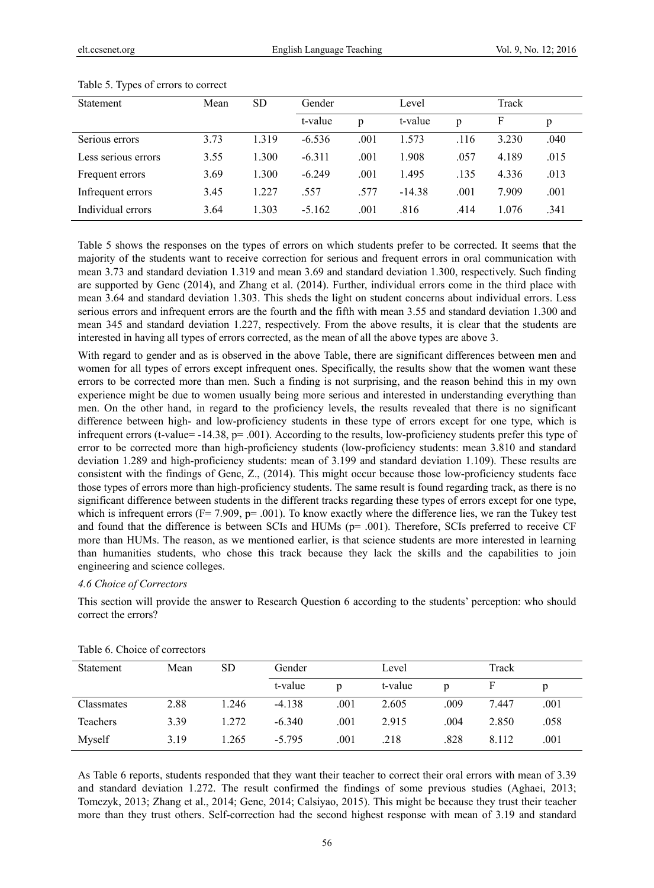Table 5. Types of errors to correct

| Statement | Mean | SD | Gender | | Level | | Track | |
|---|---|---|---|---|---|---|---|---|
| | | | t-value | p | t-value | p | F | p |
| Serious errors | 3.73 | 1.319 | -6.536 | .001 | 1.573 | .116 | 3.230 | .040 |
| Less serious errors | 3.55 | 1.300 | -6.311 | .001 | 1.908 | .057 | 4.189 | .015 |
| Frequent errors | 3.69 | 1.300 | -6.249 | .001 | 1.495 | .135 | 4.336 | .013 |
| Infrequent errors | 3.45 | 1.227 | .557 | .577 | -14.38 | .001 | 7.909 | .001 |
| Individual errors | 3.64 | 1.303 | -5.162 | .001 | .816 | .414 | 1.076 | .341 |

Table 5 shows the responses on the types of errors on which students prefer to be corrected. It seems that the majority of the students want to receive correction for serious and frequent errors in oral communication with mean 3.73 and standard deviation 1.319 and mean 3.69 and standard deviation 1.300, respectively. Such finding are supported by Genc (2014), and Zhang et al. (2014). Further, individual errors come in the third place with mean 3.64 and standard deviation 1.303. This sheds the light on student concerns about individual errors. Less serious errors and infrequent errors are the fourth and the fifth with mean 3.55 and standard deviation 1.300 and mean 345 and standard deviation 1.227, respectively. From the above results, it is clear that the students are interested in having all types of errors corrected, as the mean of all the above types are above 3.

With regard to gender and as is observed in the above Table, there are significant differences between men and women for all types of errors except infrequent ones. Specifically, the results show that the women want these errors to be corrected more than men. Such a finding is not surprising, and the reason behind this in my own experience might be due to women usually being more serious and interested in understanding everything than men. On the other hand, in regard to the proficiency levels, the results revealed that there is no significant difference between high- and low-proficiency students in these type of errors except for one type, which is infrequent errors (t-value= -14.38, p= .001). According to the results, low-proficiency students prefer this type of error to be corrected more than high-proficiency students (low-proficiency students: mean 3.810 and standard deviation 1.289 and high-proficiency students: mean of 3.199 and standard deviation 1.109). These results are consistent with the findings of Genc, Z., (2014). This might occur because those low-proficiency students face those types of errors more than high-proficiency students. The same result is found regarding track, as there is no significant difference between students in the different tracks regarding these types of errors except for one type, which is infrequent errors (F= 7.909, p= .001). To know exactly where the difference lies, we ran the Tukey test and found that the difference is between SCIs and HUMs (p= .001). Therefore, SCIs preferred to receive CF more than HUMs. The reason, as we mentioned earlier, is that science students are more interested in learning than humanities students, who chose this track because they lack the skills and the capabilities to join engineering and science colleges.

### *4.6 Choice of Correctors*

This section will provide the answer to Research Question 6 according to the students' perception: who should correct the errors?

Table 6. Choice of correctors

| Statement | Mean | SD | Gender | | Level | | Track | |
|---|---|---|---|---|---|---|---|---|
| | | | t-value | p | t-value | p | F | p |
| Classmates | 2.88 | 1.246 | -4.138 | .001 | 2.605 | .009 | 7.447 | .001 |
| Teachers | 3.39 | 1.272 | -6.340 | .001 | 2.915 | .004 | 2.850 | .058 |
| Myself | 3.19 | 1.265 | -5.795 | .001 | .218 | .828 | 8.112 | .001 |

As Table 6 reports, students responded that they want their teacher to correct their oral errors with mean of 3.39 and standard deviation 1.272. The result confirmed the findings of some previous studies (Aghaei, 2013; Tomczyk, 2013; Zhang et al., 2014; Genc, 2014; Calsiyao, 2015). This might be because they trust their teacher more than they trust others. Self-correction had the second highest response with mean of 3.19 and standard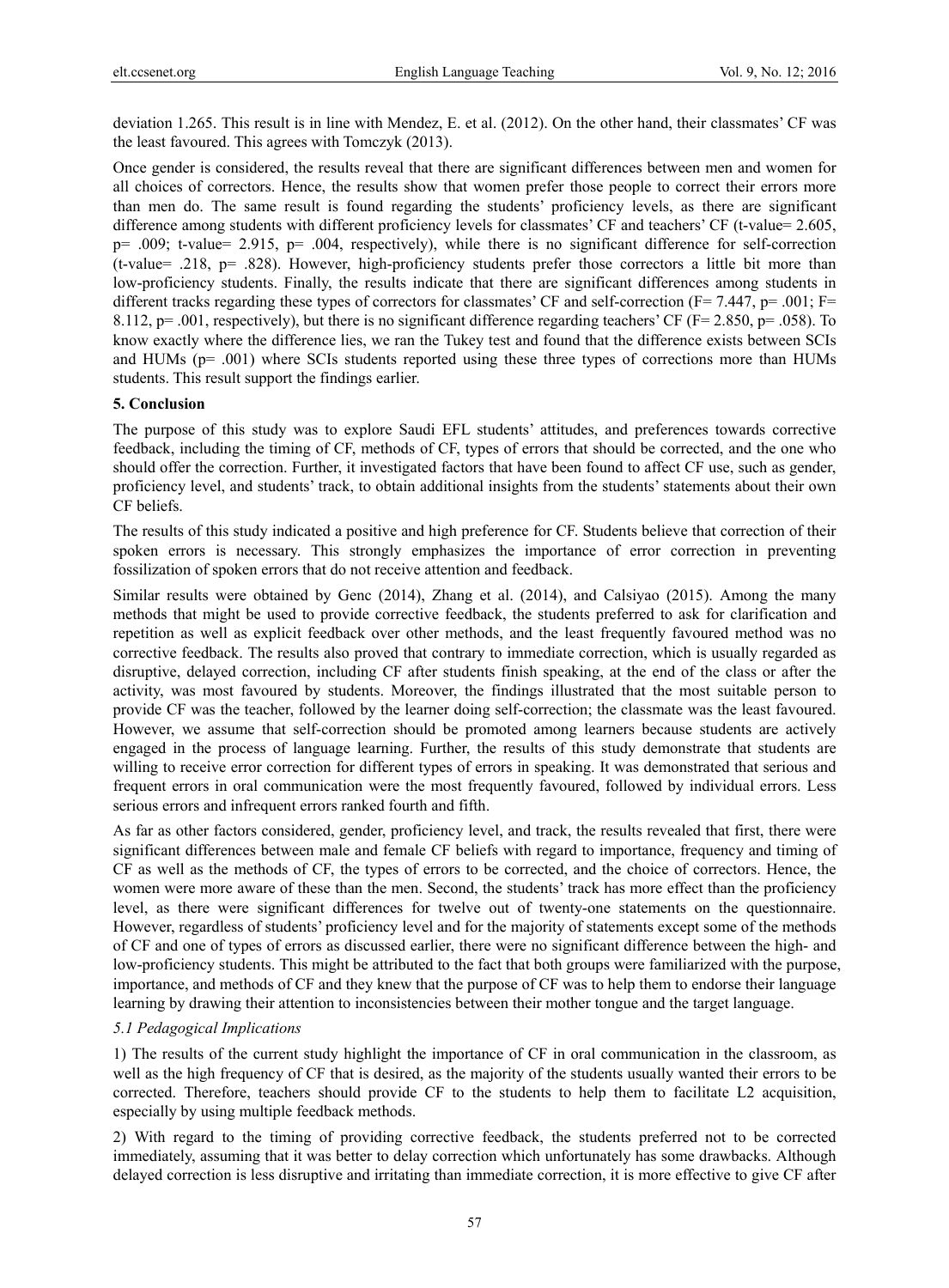deviation 1.265. This result is in line with Mendez, E. et al. (2012). On the other hand, their classmates' CF was the least favoured. This agrees with Tomczyk (2013).

Once gender is considered, the results reveal that there are significant differences between men and women for all choices of correctors. Hence, the results show that women prefer those people to correct their errors more than men do. The same result is found regarding the students' proficiency levels, as there are significant difference among students with different proficiency levels for classmates' CF and teachers' CF (t-value= 2.605, p= .009; t-value= 2.915, p= .004, respectively), while there is no significant difference for self-correction (t-value= .218, p= .828). However, high-proficiency students prefer those correctors a little bit more than low-proficiency students. Finally, the results indicate that there are significant differences among students in different tracks regarding these types of correctors for classmates' CF and self-correction (F= 7.447, p= .001; F= 8.112, p= .001, respectively), but there is no significant difference regarding teachers' CF (F= 2.850, p= .058). To know exactly where the difference lies, we ran the Tukey test and found that the difference exists between SCIs and HUMs (p= .001) where SCIs students reported using these three types of corrections more than HUMs students. This result support the findings earlier.

## 5. Conclusion

The purpose of this study was to explore Saudi EFL students' attitudes, and preferences towards corrective feedback, including the timing of CF, methods of CF, types of errors that should be corrected, and the one who should offer the correction. Further, it investigated factors that have been found to affect CF use, such as gender, proficiency level, and students' track, to obtain additional insights from the students' statements about their own CF beliefs.

The results of this study indicated a positive and high preference for CF. Students believe that correction of their spoken errors is necessary. This strongly emphasizes the importance of error correction in preventing fossilization of spoken errors that do not receive attention and feedback.

Similar results were obtained by Genc (2014), Zhang et al. (2014), and Calsiyao (2015). Among the many methods that might be used to provide corrective feedback, the students preferred to ask for clarification and repetition as well as explicit feedback over other methods, and the least frequently favoured method was no corrective feedback. The results also proved that contrary to immediate correction, which is usually regarded as disruptive, delayed correction, including CF after students finish speaking, at the end of the class or after the activity, was most favoured by students. Moreover, the findings illustrated that the most suitable person to provide CF was the teacher, followed by the learner doing self-correction; the classmate was the least favoured. However, we assume that self-correction should be promoted among learners because students are actively engaged in the process of language learning. Further, the results of this study demonstrate that students are willing to receive error correction for different types of errors in speaking. It was demonstrated that serious and frequent errors in oral communication were the most frequently favoured, followed by individual errors. Less serious errors and infrequent errors ranked fourth and fifth.

As far as other factors considered, gender, proficiency level, and track, the results revealed that first, there were significant differences between male and female CF beliefs with regard to importance, frequency and timing of CF as well as the methods of CF, the types of errors to be corrected, and the choice of correctors. Hence, the women were more aware of these than the men. Second, the students' track has more effect than the proficiency level, as there were significant differences for twelve out of twenty-one statements on the questionnaire. However, regardless of students' proficiency level and for the majority of statements except some of the methods of CF and one of types of errors as discussed earlier, there were no significant difference between the high- and low-proficiency students. This might be attributed to the fact that both groups were familiarized with the purpose, importance, and methods of CF and they knew that the purpose of CF was to help them to endorse their language learning by drawing their attention to inconsistencies between their mother tongue and the target language.

### *5.1 Pedagogical Implications*

1) The results of the current study highlight the importance of CF in oral communication in the classroom, as well as the high frequency of CF that is desired, as the majority of the students usually wanted their errors to be corrected. Therefore, teachers should provide CF to the students to help them to facilitate L2 acquisition, especially by using multiple feedback methods.

2) With regard to the timing of providing corrective feedback, the students preferred not to be corrected immediately, assuming that it was better to delay correction which unfortunately has some drawbacks. Although delayed correction is less disruptive and irritating than immediate correction, it is more effective to give CF after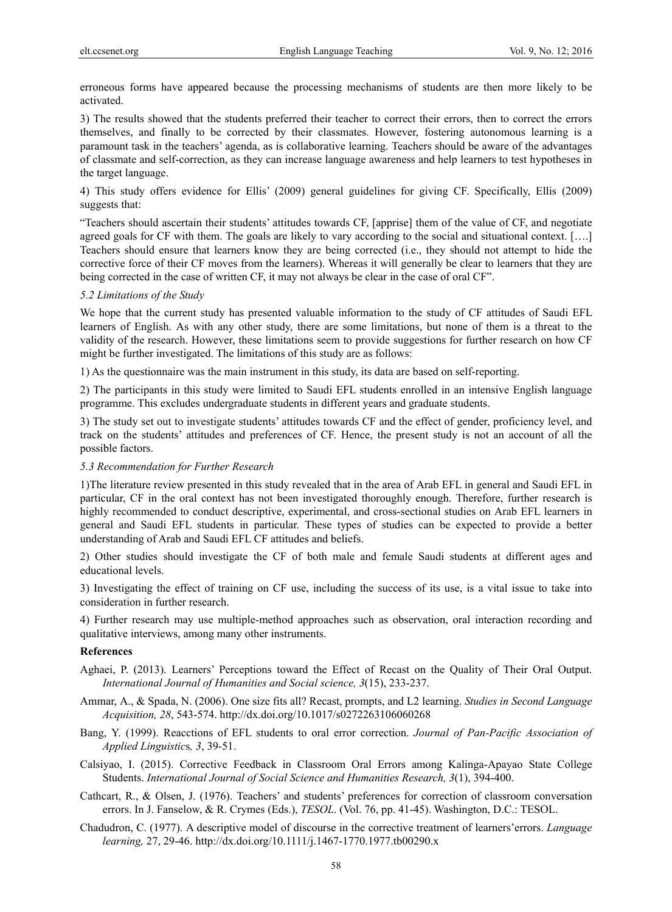erroneous forms have appeared because the processing mechanisms of students are then more likely to be activated.

3) The results showed that the students preferred their teacher to correct their errors, then to correct the errors themselves, and finally to be corrected by their classmates. However, fostering autonomous learning is a paramount task in the teachers' agenda, as is collaborative learning. Teachers should be aware of the advantages of classmate and self-correction, as they can increase language awareness and help learners to test hypotheses in the target language.

4) This study offers evidence for Ellis' (2009) general guidelines for giving CF. Specifically, Ellis (2009) suggests that:

"Teachers should ascertain their students' attitudes towards CF, [apprise] them of the value of CF, and negotiate agreed goals for CF with them. The goals are likely to vary according to the social and situational context. [….] Teachers should ensure that learners know they are being corrected (i.e., they should not attempt to hide the corrective force of their CF moves from the learners). Whereas it will generally be clear to learners that they are being corrected in the case of written CF, it may not always be clear in the case of oral CF".

### *5.2 Limitations of the Study*

We hope that the current study has presented valuable information to the study of CF attitudes of Saudi EFL learners of English. As with any other study, there are some limitations, but none of them is a threat to the validity of the research. However, these limitations seem to provide suggestions for further research on how CF might be further investigated. The limitations of this study are as follows:

1) As the questionnaire was the main instrument in this study, its data are based on self-reporting.

2) The participants in this study were limited to Saudi EFL students enrolled in an intensive English language programme. This excludes undergraduate students in different years and graduate students.

3) The study set out to investigate students' attitudes towards CF and the effect of gender, proficiency level, and track on the students' attitudes and preferences of CF. Hence, the present study is not an account of all the possible factors.

### *5.3 Recommendation for Further Research*

1)The literature review presented in this study revealed that in the area of Arab EFL in general and Saudi EFL in particular, CF in the oral context has not been investigated thoroughly enough. Therefore, further research is highly recommended to conduct descriptive, experimental, and cross-sectional studies on Arab EFL learners in general and Saudi EFL students in particular. These types of studies can be expected to provide a better understanding of Arab and Saudi EFL CF attitudes and beliefs.

2) Other studies should investigate the CF of both male and female Saudi students at different ages and educational levels.

3) Investigating the effect of training on CF use, including the success of its use, is a vital issue to take into consideration in further research.

4) Further research may use multiple-method approaches such as observation, oral interaction recording and qualitative interviews, among many other instruments.

**References**

Aghaei, P. (2013). Learners' Perceptions toward the Effect of Recast on the Quality of Their Oral Output. *International Journal of Humanities and Social science, 3*(15), 233-237.

Ammar, A., & Spada, N. (2006). One size fits all? Recast, prompts, and L2 learning. *Studies in Second Language Acquisition, 28*, 543-574. http://dx.doi.org/10.1017/s0272263106060268

Bang, Y. (1999). Reacctions of EFL students to oral error correction. *Journal of Pan-Pacific Association of Applied Linguistics, 3*, 39-51.

Calsiyao, I. (2015). Corrective Feedback in Classroom Oral Errors among Kalinga-Apayao State College Students. *International Journal of Social Science and Humanities Research, 3*(1), 394-400.

Cathcart, R., & Olsen, J. (1976). Teachers' and students' preferences for correction of classroom conversation errors. In J. Fanselow, & R. Crymes (Eds.), *TESOL*. (Vol. 76, pp. 41-45). Washington, D.C.: TESOL.

Chadudron, C. (1977). A descriptive model of discourse in the corrective treatment of learners'errors. *Language learning,* 27, 29-46. http://dx.doi.org/10.1111/j.1467-1770.1977.tb00290.x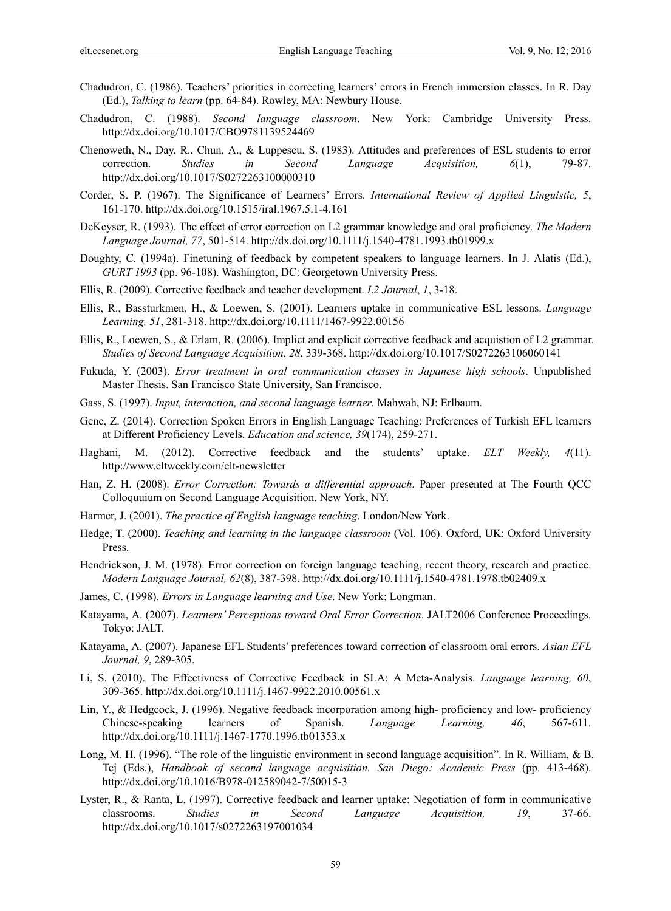Chadudron, C. (1986). Teachers' priorities in correcting learners' errors in French immersion classes. In R. Day (Ed.), *Talking to learn* (pp. 64-84). Rowley, MA: Newbury House.

Chadudron, C. (1988). *Second language classroom*. New York: Cambridge University Press. http://dx.doi.org/10.1017/CBO9781139524469

Chenoweth, N., Day, R., Chun, A., & Luppescu, S. (1983). Attitudes and preferences of ESL students to error correction. *Studies in Second Language Acquisition, 6*(1), 79-87. http://dx.doi.org/10.1017/S0272263100000310

Corder, S. P. (1967). The Significance of Learners' Errors. *International Review of Applied Linguistic, 5*, 161-170. http://dx.doi.org/10.1515/iral.1967.5.1-4.161

DeKeyser, R. (1993). The effect of error correction on L2 grammar knowledge and oral proficiency. *The Modern Language Journal, 77*, 501-514. http://dx.doi.org/10.1111/j.1540-4781.1993.tb01999.x

Doughty, C. (1994a). Finetuning of feedback by competent speakers to language learners. In J. Alatis (Ed.), *GURT 1993* (pp. 96-108). Washington, DC: Georgetown University Press.

Ellis, R. (2009). Corrective feedback and teacher development. *L2 Journal*, *1*, 3-18.

Ellis, R., Bassturkmen, H., & Loewen, S. (2001). Learners uptake in communicative ESL lessons. *Language Learning, 51*, 281-318. http://dx.doi.org/10.1111/1467-9922.00156

Ellis, R., Loewen, S., & Erlam, R. (2006). Implict and explicit corrective feedback and acquistion of L2 grammar. *Studies of Second Language Acquisition, 28*, 339-368. http://dx.doi.org/10.1017/S0272263106060141

Fukuda, Y. (2003). *Error treatment in oral communication classes in Japanese high schools*. Unpublished Master Thesis. San Francisco State University, San Francisco.

Gass, S. (1997). *Input, interaction, and second language learner*. Mahwah, NJ: Erlbaum.

Genc, Z. (2014). Correction Spoken Errors in English Language Teaching: Preferences of Turkish EFL learners at Different Proficiency Levels. *Education and science, 39*(174), 259-271.

Haghani, M. (2012). Corrective feedback and the students' uptake. *ELT Weekly, 4*(11). http://www.eltweekly.com/elt-newsletter

Han, Z. H. (2008). *Error Correction: Towards a differential approach*. Paper presented at The Fourth QCC Colloquuium on Second Language Acquisition. New York, NY.

Harmer, J. (2001). *The practice of English language teaching*. London/New York.

Hedge, T. (2000). *Teaching and learning in the language classroom* (Vol. 106). Oxford, UK: Oxford University Press.

Hendrickson, J. M. (1978). Error correction on foreign language teaching, recent theory, research and practice. *Modern Language Journal, 62*(8), 387-398. http://dx.doi.org/10.1111/j.1540-4781.1978.tb02409.x

James, C. (1998). *Errors in Language learning and Use*. New York: Longman.

Katayama, A. (2007). *Learners' Perceptions toward Oral Error Correction*. JALT2006 Conference Proceedings. Tokyo: JALT.

Katayama, A. (2007). Japanese EFL Students' preferences toward correction of classroom oral errors. *Asian EFL Journal, 9*, 289-305.

Li, S. (2010). The Effectivness of Corrective Feedback in SLA: A Meta-Analysis. *Language learning, 60*, 309-365. http://dx.doi.org/10.1111/j.1467-9922.2010.00561.x

Lin, Y., & Hedgcock, J. (1996). Negative feedback incorporation among high- proficiency and low- proficiency Chinese-speaking learners of Spanish. *Language Learning, 46*, 567-611. http://dx.doi.org/10.1111/j.1467-1770.1996.tb01353.x

Long, M. H. (1996). "The role of the linguistic environment in second language acquisition". In R. William, & B. Tej (Eds.), *Handbook of second language acquisition. San Diego: Academic Press* (pp. 413-468). http://dx.doi.org/10.1016/B978-012589042-7/50015-3

Lyster, R., & Ranta, L. (1997). Corrective feedback and learner uptake: Negotiation of form in communicative classrooms. *Studies in Second Language Acquisition, 19*, 37-66. http://dx.doi.org/10.1017/s0272263197001034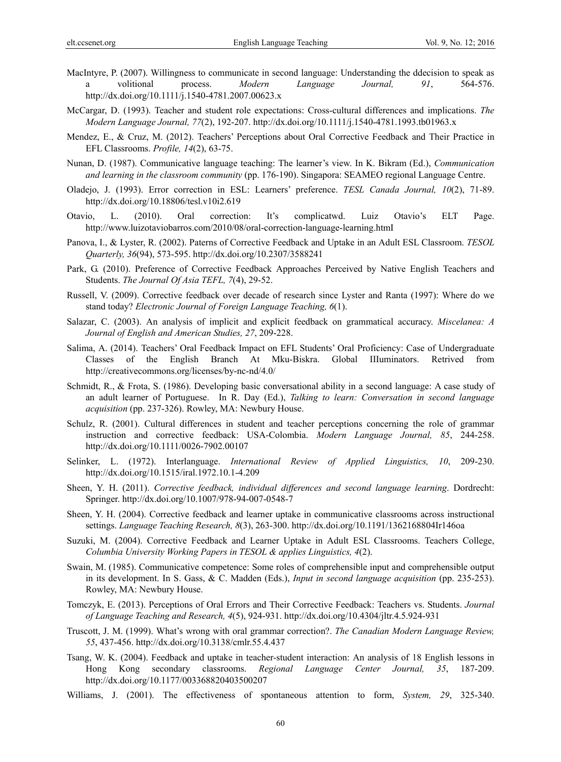MacIntyre, P. (2007). Willingness to communicate in second language: Understanding the ddecision to speak as a volitional process. *Modern Language Journal, 91*, 564-576. http://dx.doi.org/10.1111/j.1540-4781.2007.00623.x

McCargar, D. (1993). Teacher and student role expectations: Cross-cultural differences and implications. *The Modern Language Journal, 77*(2), 192-207. http://dx.doi.org/10.1111/j.1540-4781.1993.tb01963.x

Mendez, E., & Cruz, M. (2012). Teachers' Perceptions about Oral Corrective Feedback and Their Practice in EFL Classrooms. *Profile, 14*(2), 63-75.

Nunan, D. (1987). Communicative language teaching: The learner's view. In K. Bikram (Ed.), *Communication and learning in the classroom community* (pp. 176-190). Singapora: SEAMEO regional Language Centre.

Oladejo, J. (1993). Error correction in ESL: Learners' preference. *TESL Canada Journal, 10*(2), 71-89. http://dx.doi.org/10.18806/tesl.v10i2.619

Otavio, L. (2010). Oral correction: It's complicatwd. Luiz Otavio's ELT Page. http://www.luizotaviobarros.com/2010/08/oral-correction-language-learning.htmI

Panova, I., & Lyster, R. (2002). Paterns of Corrective Feedback and Uptake in an Adult ESL Classroom. *TESOL Quarterly, 36*(94), 573-595. http://dx.doi.org/10.2307/3588241

Park, G. (2010). Preference of Corrective Feedback Approaches Perceived by Native English Teachers and Students. *The Journal Of Asia TEFL, 7*(4), 29-52.

Russell, V. (2009). Corrective feedback over decade of research since Lyster and Ranta (1997): Where do we stand today? *Electronic Journal of Foreign Language Teaching, 6*(1).

Salazar, C. (2003). An analysis of implicit and explicit feedback on grammatical accuracy. *Miscelanea: A Journal of English and American Studies, 27*, 209-228.

Salima, A. (2014). Teachers' Oral Feedback Impact on EFL Students' Oral Proficiency: Case of Undergraduate Classes of the English Branch At Mku-Biskra. Global IIIuminators. Retrived from http://creativecommons.org/licenses/by-nc-nd/4.0/

Schmidt, R., & Frota, S. (1986). Developing basic conversational ability in a second language: A case study of an adult learner of Portuguese. In R. Day (Ed.), *Talking to learn: Conversation in second language acquisition* (pp. 237-326). Rowley, MA: Newbury House.

Schulz, R. (2001). Cultural differences in student and teacher perceptions concerning the role of grammar instruction and corrective feedback: USA-Colombia. *Modern Language Journal, 85*, 244-258. http://dx.doi.org/10.1111/0026-7902.00107

Selinker, L. (1972). Interlanguage. *International Review of Applied Linguistics, 10*, 209-230. http://dx.doi.org/10.1515/iral.1972.10.1-4.209

Sheen, Y. H. (2011). *Corrective feedback, individual differences and second language learning*. Dordrecht: Springer. http://dx.doi.org/10.1007/978-94-007-0548-7

Sheen, Y. H. (2004). Corrective feedback and learner uptake in communicative classrooms across instructional settings. *Language Teaching Research, 8*(3), 263-300. http://dx.doi.org/10.1191/1362168804Ir146oa

Suzuki, M. (2004). Corrective Feedback and Learner Uptake in Adult ESL Classrooms. Teachers College, *Columbia University Working Papers in TESOL & applies Linguistics, 4*(2).

Swain, M. (1985). Communicative competence: Some roles of comprehensible input and comprehensible output in its development. In S. Gass, & C. Madden (Eds.), *Input in second language acquisition* (pp. 235-253). Rowley, MA: Newbury House.

Tomczyk, E. (2013). Perceptions of Oral Errors and Their Corrective Feedback: Teachers vs. Students. *Journal of Language Teaching and Research, 4*(5), 924-931. http://dx.doi.org/10.4304/jltr.4.5.924-931

Truscott, J. M. (1999). What's wrong with oral grammar correction?. *The Canadian Modern Language Review, 55*, 437-456. http://dx.doi.org/10.3138/cmlr.55.4.437

Tsang, W. K. (2004). Feedback and uptake in teacher-student interaction: An analysis of 18 English lessons in Hong Kong secondary classrooms. *Regional Language Center Journal, 35*, 187-209. http://dx.doi.org/10.1177/003368820403500207

Williams, J. (2001). The effectiveness of spontaneous attention to form, *System, 29*, 325-340.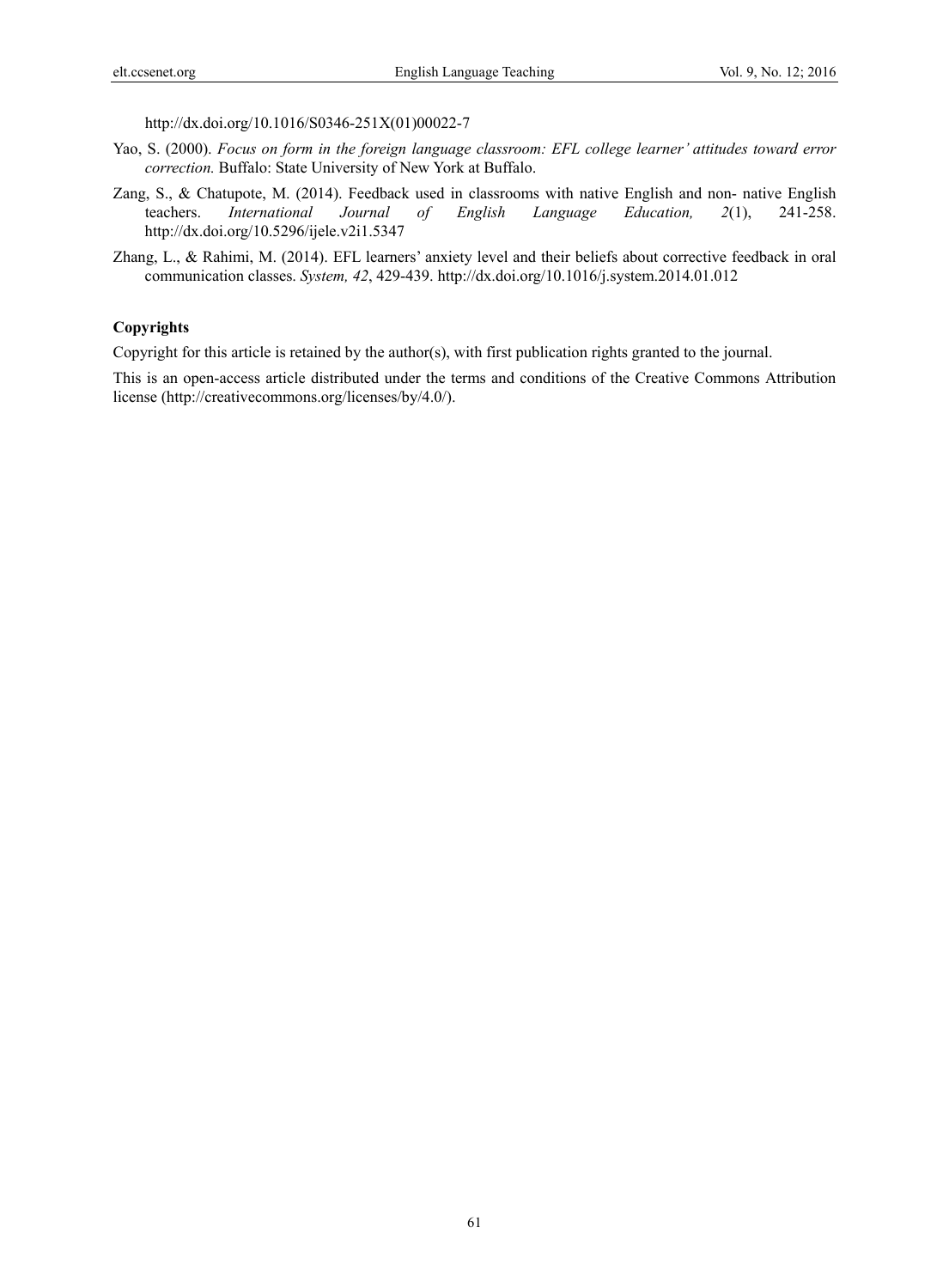http://dx.doi.org/10.1016/S0346-251X(01)00022-7

Yao, S. (2000). *Focus on form in the foreign language classroom: EFL college learner' attitudes toward error correction.* Buffalo: State University of New York at Buffalo.

Zang, S., & Chatupote, M. (2014). Feedback used in classrooms with native English and non- native English teachers. *International Journal of English Language Education, 2*(1), 241-258. http://dx.doi.org/10.5296/ijele.v2i1.5347

Zhang, L., & Rahimi, M. (2014). EFL learners' anxiety level and their beliefs about corrective feedback in oral communication classes. *System, 42*, 429-439. http://dx.doi.org/10.1016/j.system.2014.01.012

**Copyrights**

Copyright for this article is retained by the author(s), with first publication rights granted to the journal.

This is an open-access article distributed under the terms and conditions of the Creative Commons Attribution license (http://creativecommons.org/licenses/by/4.0/).